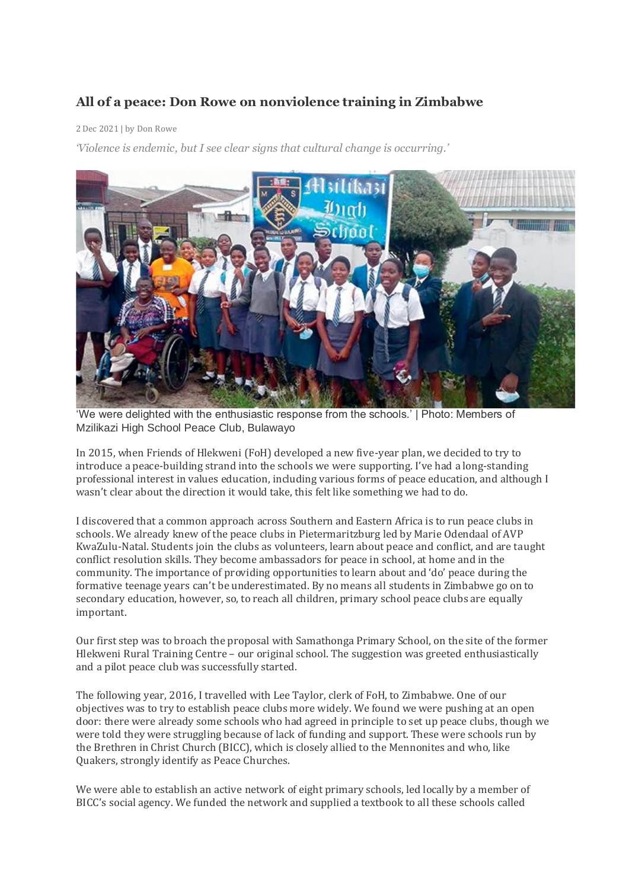# All of a peace: Don Rowe on nonviolence training in Zimbabwe

2 Dec 2021 | by Don Rowe

*'Violence is endemic, but I see clear signs that cultural change is occurring.'*

'We were delighted with the enthusiastic response from the schools.' | Photo: Members of Mzilikazi High School Peace Club, Bulawayo

In 2015, when Friends of Hlekweni (FoH) developed a new five-year plan, we decided to try to introduce a peace-building strand into the schools we were supporting. I've had a long-standing professional interest in values education, including various forms of peace education, and although I wasn't clear about the direction it would take, this felt like something we had to do.

I discovered that a common approach across Southern and Eastern Africa is to run peace clubs in schools. We already knew of the peace clubs in Pietermaritzburg led by Marie Odendaal of AVP KwaZulu-Natal. Students join the clubs as volunteers, learn about peace and conflict, and are taught conflict resolution skills. They become ambassadors for peace in school, at home and in the community. The importance of providing opportunities to learn about and 'do' peace during the formative teenage years can't be underestimated. By no means all students in Zimbabwe go on to secondary education, however, so, to reach all children, primary school peace clubs are equally important.

Our first step was to broach the proposal with Samathonga Primary School, on the site of the former Hlekweni Rural Training Centre – our original school. The suggestion was greeted enthusiastically and a pilot peace club was successfully started.

The following year, 2016, I travelled with Lee Taylor, clerk of FoH, to Zimbabwe. One of our objectives was to try to establish peace clubs more widely. We found we were pushing at an open door: there were already some schools who had agreed in principle to set up peace clubs, though we were told they were struggling because of lack of funding and support. These were schools run by the Brethren in Christ Church (BICC), which is closely allied to the Mennonites and who, like Quakers, strongly identify as Peace Churches.

We were able to establish an active network of eight primary schools, led locally by a member of BICC's social agency. We funded the network and supplied a textbook to all these schools called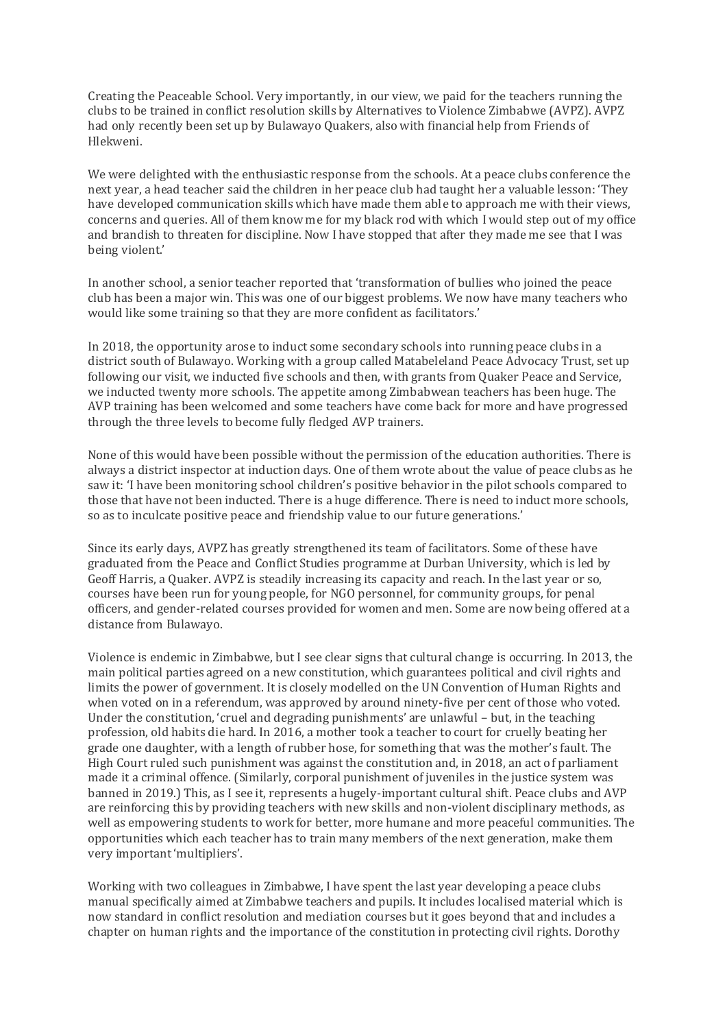Creating the Peaceable School. Very importantly, in our view, we paid for the teachers running the clubs to be trained in conflict resolution skills by Alternatives to Violence Zimbabwe (AVPZ). AVPZ had only recently been set up by Bulawayo Quakers, also with financial help from Friends of Hlekweni.

We were delighted with the enthusiastic response from the schools. At a peace clubs conference the next year, a head teacher said the children in her peace club had taught her a valuable lesson: 'They have developed communication skills which have made them able to approach me with their views, concerns and queries. All of them know me for my black rod with which I would step out of my office and brandish to threaten for discipline. Now I have stopped that after they made me see that I was being violent.'

In another school, a senior teacher reported that 'transformation of bullies who joined the peace club has been a major win. This was one of our biggest problems. We now have many teachers who would like some training so that they are more confident as facilitators.'

In 2018, the opportunity arose to induct some secondary schools into running peace clubs in a district south of Bulawayo. Working with a group called Matabeleland Peace Advocacy Trust, set up following our visit, we inducted five schools and then, with grants from Quaker Peace and Service, we inducted twenty more schools. The appetite among Zimbabwean teachers has been huge. The AVP training has been welcomed and some teachers have come back for more and have progressed through the three levels to become fully fledged AVP trainers.

None of this would have been possible without the permission of the education authorities. There is always a district inspector at induction days. One of them wrote about the value of peace clubs as he saw it: 'I have been monitoring school children's positive behavior in the pilot schools compared to those that have not been inducted. There is a huge difference. There is need to induct more schools, so as to inculcate positive peace and friendship value to our future generations.'

Since its early days, AVPZ has greatly strengthened its team of facilitators. Some of these have graduated from the Peace and Conflict Studies programme at Durban University, which is led by Geoff Harris, a Quaker. AVPZ is steadily increasing its capacity and reach. In the last year or so, courses have been run for young people, for NGO personnel, for community groups, for penal officers, and gender-related courses provided for women and men. Some are now being offered at a distance from Bulawayo.

Violence is endemic in Zimbabwe, but I see clear signs that cultural change is occurring. In 2013, the main political parties agreed on a new constitution, which guarantees political and civil rights and limits the power of government. It is closely modelled on the UN Convention of Human Rights and when voted on in a referendum, was approved by around ninety-five per cent of those who voted. Under the constitution, 'cruel and degrading punishments' are unlawful – but, in the teaching profession, old habits die hard. In 2016, a mother took a teacher to court for cruelly beating her grade one daughter, with a length of rubber hose, for something that was the mother's fault. The High Court ruled such punishment was against the constitution and, in 2018, an act of parliament made it a criminal offence. (Similarly, corporal punishment of juveniles in the justice system was banned in 2019.) This, as I see it, represents a hugely-important cultural shift. Peace clubs and AVP are reinforcing this by providing teachers with new skills and non-violent disciplinary methods, as well as empowering students to work for better, more humane and more peaceful communities. The opportunities which each teacher has to train many members of the next generation, make them very important 'multipliers'.

Working with two colleagues in Zimbabwe, I have spent the last year developing a peace clubs manual specifically aimed at Zimbabwe teachers and pupils. It includes localised material which is now standard in conflict resolution and mediation courses but it goes beyond that and includes a chapter on human rights and the importance of the constitution in protecting civil rights. Dorothy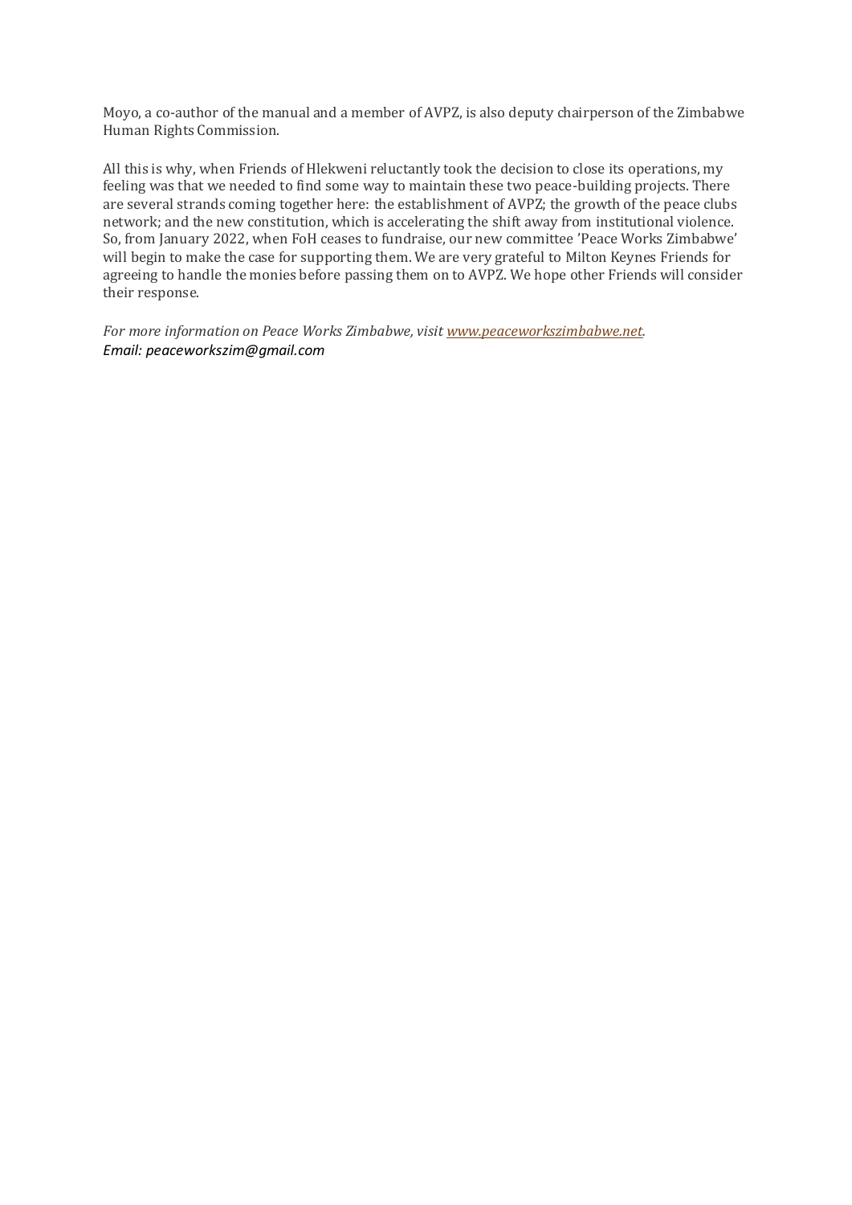Moyo, a co-author of the manual and a member of AVPZ, is also deputy chairperson of the Zimbabwe Human Rights Commission.

All this is why, when Friends of Hlekweni reluctantly took the decision to close its operations, my feeling was that we needed to find some way to maintain these two peace-building projects. There are several strands coming together here: the establishment of AVPZ; the growth of the peace clubs network; and the new constitution, which is accelerating the shift away from institutional violence. So, from January 2022, when FoH ceases to fundraise, our new committee 'Peace Works Zimbabwe' will begin to make the case for supporting them. We are very grateful to Milton Keynes Friends for agreeing to handle the monies before passing them on to AVPZ. We hope other Friends will consider their response.

*For more information on Peace Works Zimbabwe, visit [www.peaceworkszimbabwe.net](www.peaceworkszimbabwe.net).*
*Email: peaceworkszim@gmail.com*